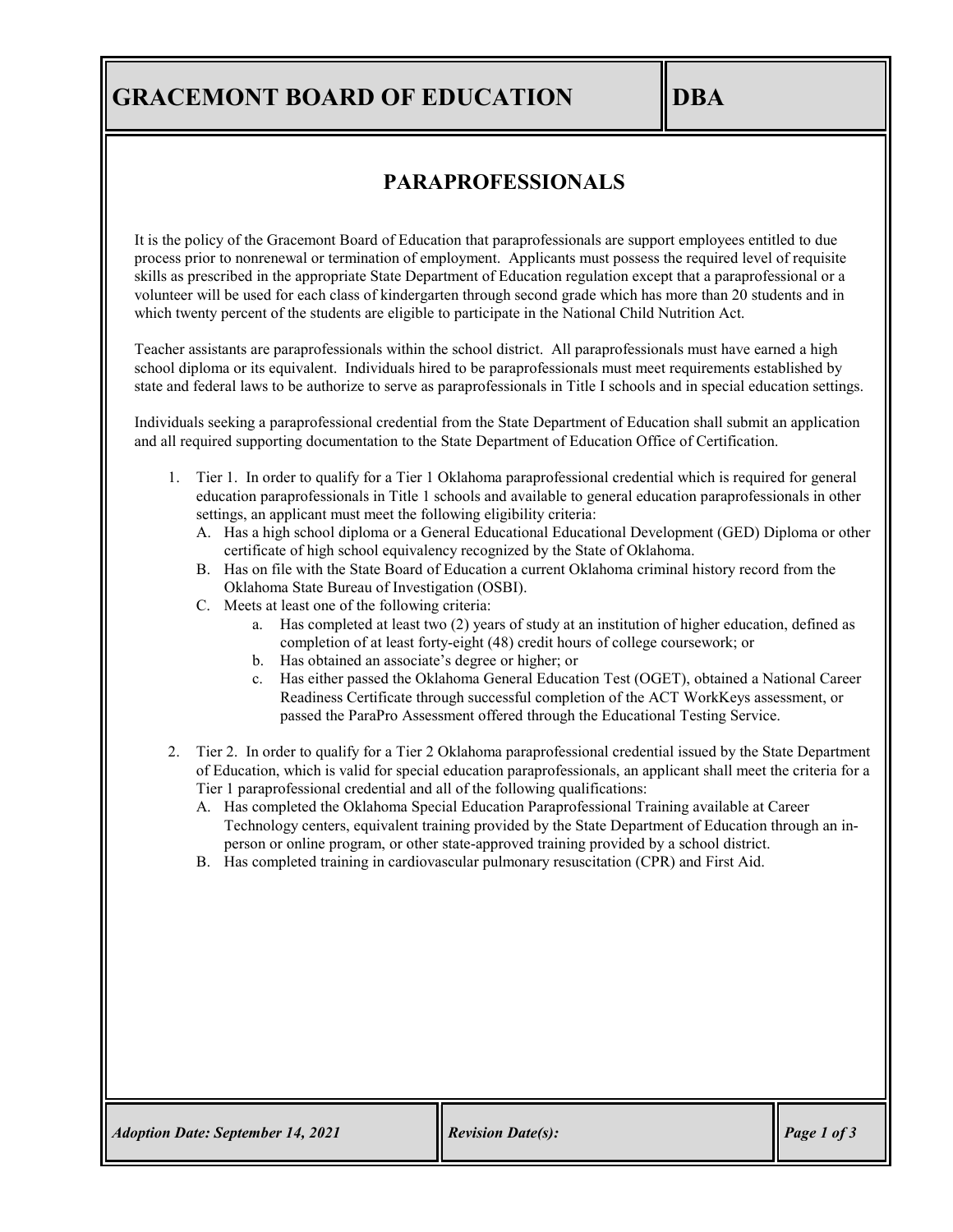# GRACEMONT BOARD OF EDUCATION

# DBA

## PARAPROFESSIONALS

It is the policy of the Gracemont Board of Education that paraprofessionals are support employees entitled to due process prior to nonrenewal or termination of employment. Applicants must possess the required level of requisite skills as prescribed in the appropriate State Department of Education regulation except that a paraprofessional or a volunteer will be used for each class of kindergarten through second grade which has more than 20 students and in which twenty percent of the students are eligible to participate in the National Child Nutrition Act.

Teacher assistants are paraprofessionals within the school district. All paraprofessionals must have earned a high school diploma or its equivalent. Individuals hired to be paraprofessionals must meet requirements established by state and federal laws to be authorize to serve as paraprofessionals in Title I schools and in special education settings.

Individuals seeking a paraprofessional credential from the State Department of Education shall submit an application and all required supporting documentation to the State Department of Education Office of Certification.

1. Tier 1. In order to qualify for a Tier 1 Oklahoma paraprofessional credential which is required for general education paraprofessionals in Title 1 schools and available to general education paraprofessionals in other settings, an applicant must meet the following eligibility criteria:
   A. Has a high school diploma or a General Educational Educational Development (GED) Diploma or other certificate of high school equivalency recognized by the State of Oklahoma.
   B. Has on file with the State Board of Education a current Oklahoma criminal history record from the Oklahoma State Bureau of Investigation (OSBI).
   C. Meets at least one of the following criteria:
      a. Has completed at least two (2) years of study at an institution of higher education, defined as completion of at least forty-eight (48) credit hours of college coursework; or
      b. Has obtained an associate's degree or higher; or
      c. Has either passed the Oklahoma General Education Test (OGET), obtained a National Career Readiness Certificate through successful completion of the ACT WorkKeys assessment, or passed the ParaPro Assessment offered through the Educational Testing Service.

2. Tier 2. In order to qualify for a Tier 2 Oklahoma paraprofessional credential issued by the State Department of Education, which is valid for special education paraprofessionals, an applicant shall meet the criteria for a Tier 1 paraprofessional credential and all of the following qualifications:
   A. Has completed the Oklahoma Special Education Paraprofessional Training available at Career Technology centers, equivalent training provided by the State Department of Education through an in-person or online program, or other state-approved training provided by a school district.
   B. Has completed training in cardiovascular pulmonary resuscitation (CPR) and First Aid.

*Adoption Date: September 14, 2021* | *Revision Date(s):*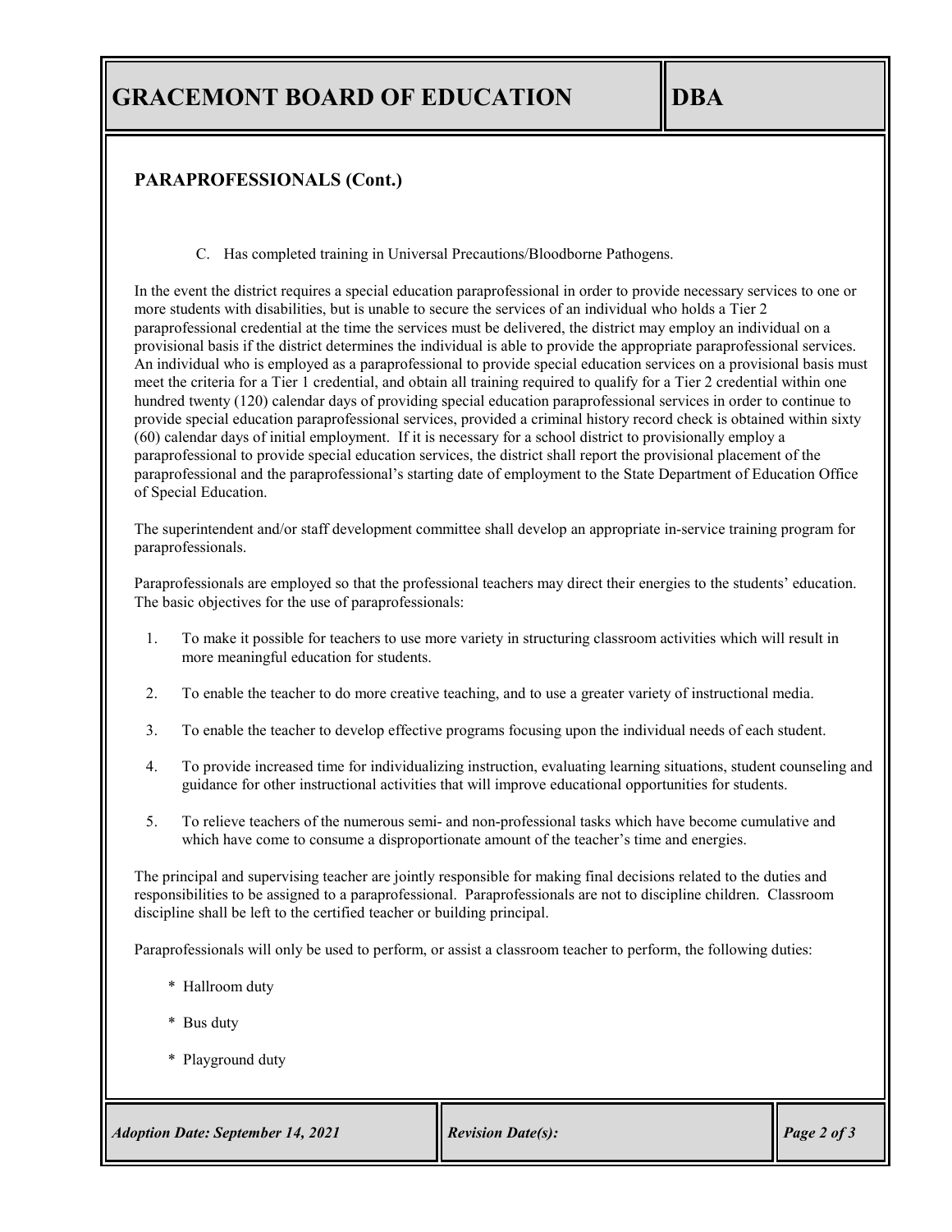## PARAPROFESSIONALS (Cont.)

C. Has completed training in Universal Precautions/Bloodborne Pathogens.

In the event the district requires a special education paraprofessional in order to provide necessary services to one or more students with disabilities, but is unable to secure the services of an individual who holds a Tier 2 paraprofessional credential at the time the services must be delivered, the district may employ an individual on a provisional basis if the district determines the individual is able to provide the appropriate paraprofessional services. An individual who is employed as a paraprofessional to provide special education services on a provisional basis must meet the criteria for a Tier 1 credential, and obtain all training required to qualify for a Tier 2 credential within one hundred twenty (120) calendar days of providing special education paraprofessional services in order to continue to provide special education paraprofessional services, provided a criminal history record check is obtained within sixty (60) calendar days of initial employment. If it is necessary for a school district to provisionally employ a paraprofessional to provide special education services, the district shall report the provisional placement of the paraprofessional and the paraprofessional's starting date of employment to the State Department of Education Office of Special Education.

The superintendent and/or staff development committee shall develop an appropriate in-service training program for paraprofessionals.

Paraprofessionals are employed so that the professional teachers may direct their energies to the students' education. The basic objectives for the use of paraprofessionals:

1. To make it possible for teachers to use more variety in structuring classroom activities which will result in more meaningful education for students.
2. To enable the teacher to do more creative teaching, and to use a greater variety of instructional media.
3. To enable the teacher to develop effective programs focusing upon the individual needs of each student.
4. To provide increased time for individualizing instruction, evaluating learning situations, student counseling and guidance for other instructional activities that will improve educational opportunities for students.
5. To relieve teachers of the numerous semi- and non-professional tasks which have become cumulative and which have come to consume a disproportionate amount of the teacher's time and energies.

The principal and supervising teacher are jointly responsible for making final decisions related to the duties and responsibilities to be assigned to a paraprofessional. Paraprofessionals are not to discipline children. Classroom discipline shall be left to the certified teacher or building principal.

Paraprofessionals will only be used to perform, or assist a classroom teacher to perform, the following duties:

* Hallroom duty
* Bus duty
* Playground duty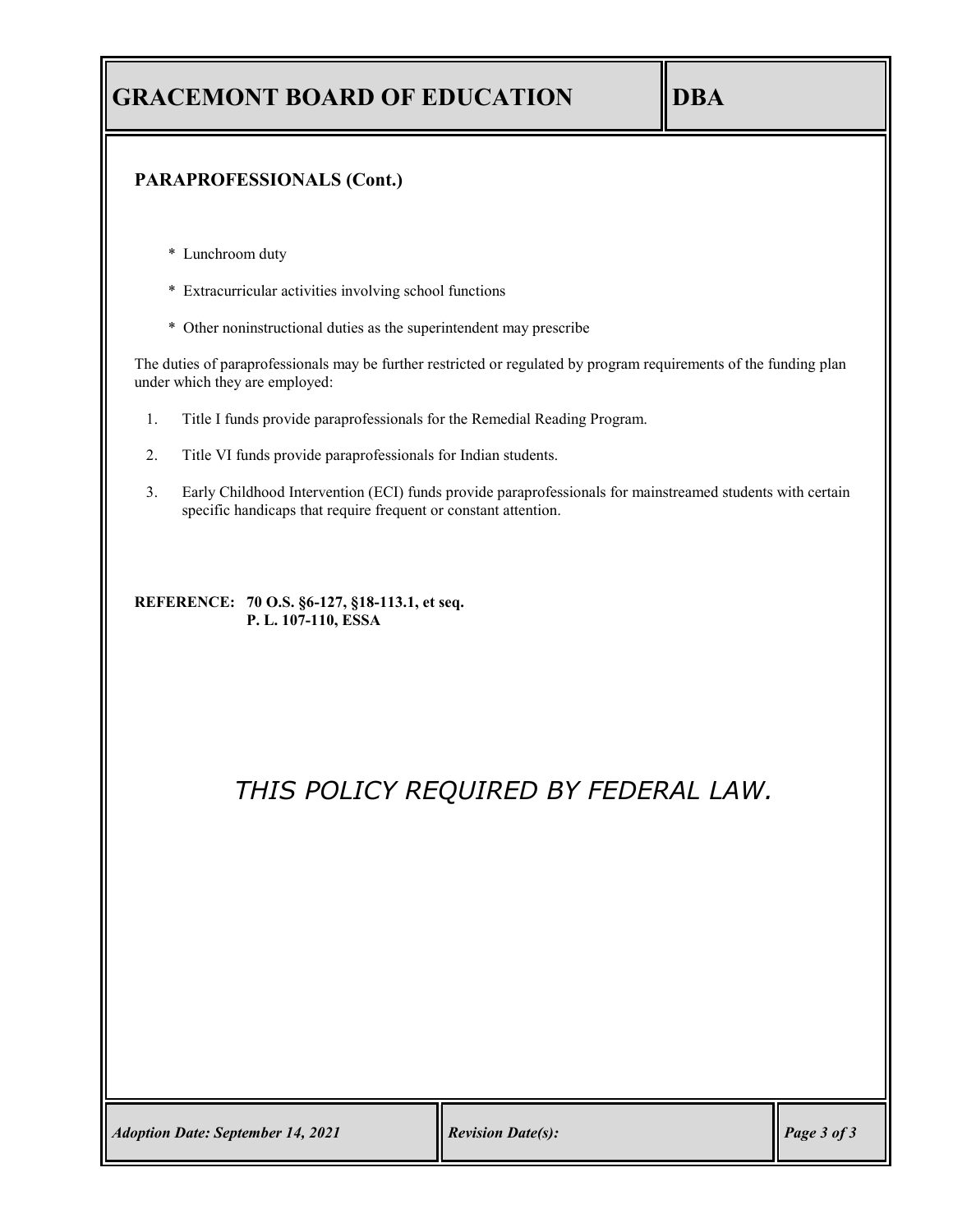# GRACEMONT BOARD OF EDUCATION

**DBA**

## PARAPROFESSIONALS (Cont.)

* Lunchroom duty
* Extracurricular activities involving school functions
* Other noninstructional duties as the superintendent may prescribe

The duties of paraprofessionals may be further restricted or regulated by program requirements of the funding plan under which they are employed:

1. Title I funds provide paraprofessionals for the Remedial Reading Program.
2. Title VI funds provide paraprofessionals for Indian students.
3. Early Childhood Intervention (ECI) funds provide paraprofessionals for mainstreamed students with certain specific handicaps that require frequent or constant attention.

**REFERENCE: 70 O.S. §6-127, §18-113.1, et seq.**
**P. L. 107-110, ESSA**

*THIS POLICY REQUIRED BY FEDERAL LAW.*

***Adoption Date: September 14, 2021*** | ***Revision Date(s):***